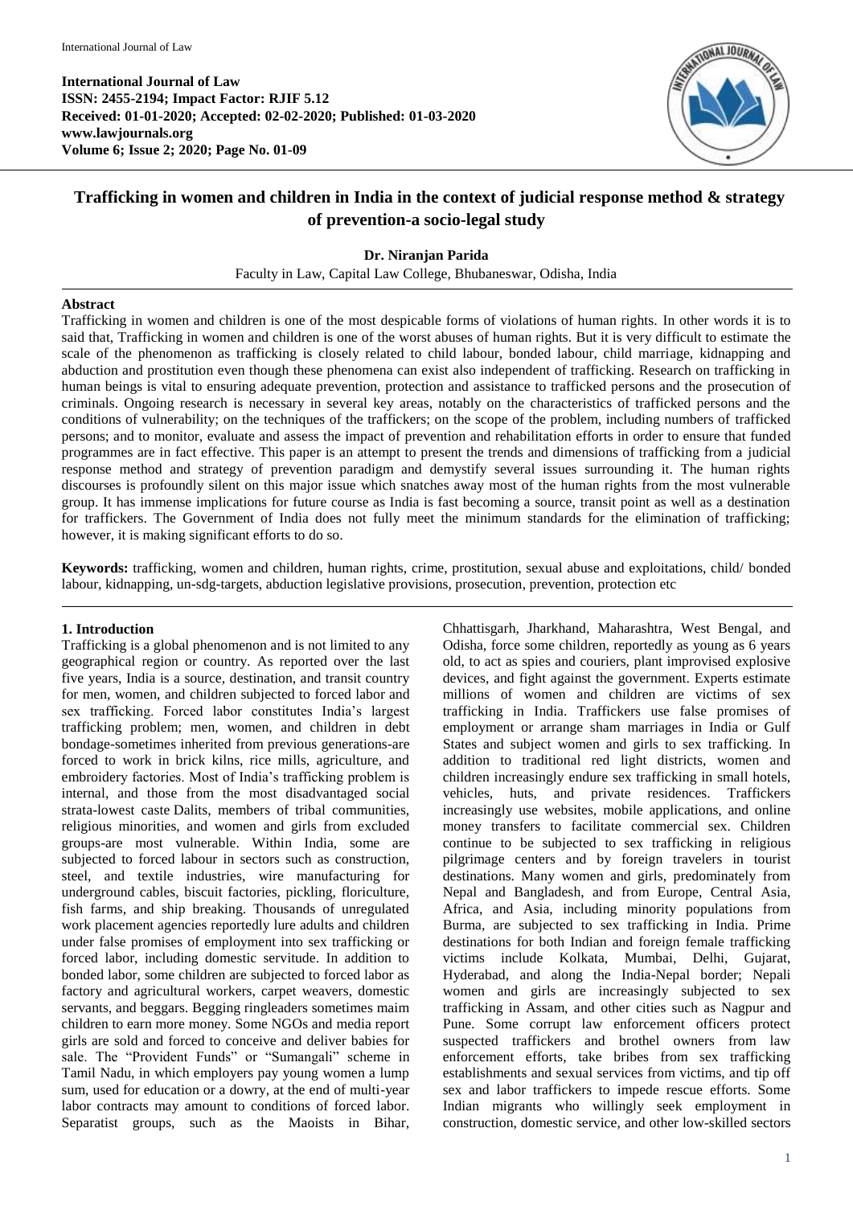**International Journal of Law**
**ISSN: 2455-2194; Impact Factor: RJIF 5.12**
**Received: 01-01-2020; Accepted: 02-02-2020; Published: 01-03-2020**
**www.lawjournals.org**
**Volume 6; Issue 2; 2020; Page No. 01-09**

# Trafficking in women and children in India in the context of judicial response method & strategy of prevention-a socio-legal study

**Dr. Niranjan Parida**

Faculty in Law, Capital Law College, Bhubaneswar, Odisha, India

## Abstract

Trafficking in women and children is one of the most despicable forms of violations of human rights. In other words it is to said that, Trafficking in women and children is one of the worst abuses of human rights. But it is very difficult to estimate the scale of the phenomenon as trafficking is closely related to child labour, bonded labour, child marriage, kidnapping and abduction and prostitution even though these phenomena can exist also independent of trafficking. Research on trafficking in human beings is vital to ensuring adequate prevention, protection and assistance to trafficked persons and the prosecution of criminals. Ongoing research is necessary in several key areas, notably on the characteristics of trafficked persons and the conditions of vulnerability; on the techniques of the traffickers; on the scope of the problem, including numbers of trafficked persons; and to monitor, evaluate and assess the impact of prevention and rehabilitation efforts in order to ensure that funded programmes are in fact effective. This paper is an attempt to present the trends and dimensions of trafficking from a judicial response method and strategy of prevention paradigm and demystify several issues surrounding it. The human rights discourses is profoundly silent on this major issue which snatches away most of the human rights from the most vulnerable group. It has immense implications for future course as India is fast becoming a source, transit point as well as a destination for traffickers. The Government of India does not fully meet the minimum standards for the elimination of trafficking; however, it is making significant efforts to do so.

**Keywords:** trafficking, women and children, human rights, crime, prostitution, sexual abuse and exploitations, child/ bonded labour, kidnapping, un-sdg-targets, abduction legislative provisions, prosecution, prevention, protection etc

## 1. Introduction

Trafficking is a global phenomenon and is not limited to any geographical region or country. As reported over the last five years, India is a source, destination, and transit country for men, women, and children subjected to forced labor and sex trafficking. Forced labor constitutes India's largest trafficking problem; men, women, and children in debt bondage-sometimes inherited from previous generations-are forced to work in brick kilns, rice mills, agriculture, and embroidery factories. Most of India's trafficking problem is internal, and those from the most disadvantaged social strata-lowest caste Dalits, members of tribal communities, religious minorities, and women and girls from excluded groups-are most vulnerable. Within India, some are subjected to forced labour in sectors such as construction, steel, and textile industries, wire manufacturing for underground cables, biscuit factories, pickling, floriculture, fish farms, and ship breaking. Thousands of unregulated work placement agencies reportedly lure adults and children under false promises of employment into sex trafficking or forced labor, including domestic servitude. In addition to bonded labor, some children are subjected to forced labor as factory and agricultural workers, carpet weavers, domestic servants, and beggars. Begging ringleaders sometimes maim children to earn more money. Some NGOs and media report girls are sold and forced to conceive and deliver babies for sale. The "Provident Funds" or "Sumangali" scheme in Tamil Nadu, in which employers pay young women a lump sum, used for education or a dowry, at the end of multi-year labor contracts may amount to conditions of forced labor. Separatist groups, such as the Maoists in Bihar, Chhattisgarh, Jharkhand, Maharashtra, West Bengal, and Odisha, force some children, reportedly as young as 6 years old, to act as spies and couriers, plant improvised explosive devices, and fight against the government. Experts estimate millions of women and children are victims of sex trafficking in India. Traffickers use false promises of employment or arrange sham marriages in India or Gulf States and subject women and girls to sex trafficking. In addition to traditional red light districts, women and children increasingly endure sex trafficking in small hotels, vehicles, huts, and private residences. Traffickers increasingly use websites, mobile applications, and online money transfers to facilitate commercial sex. Children continue to be subjected to sex trafficking in religious pilgrimage centers and by foreign travelers in tourist destinations. Many women and girls, predominately from Nepal and Bangladesh, and from Europe, Central Asia, Africa, and Asia, including minority populations from Burma, are subjected to sex trafficking in India. Prime destinations for both Indian and foreign female trafficking victims include Kolkata, Mumbai, Delhi, Gujarat, Hyderabad, and along the India-Nepal border; Nepali women and girls are increasingly subjected to sex trafficking in Assam, and other cities such as Nagpur and Pune. Some corrupt law enforcement officers protect suspected traffickers and brothel owners from law enforcement efforts, take bribes from sex trafficking establishments and sexual services from victims, and tip off sex and labor traffickers to impede rescue efforts. Some Indian migrants who willingly seek employment in construction, domestic service, and other low-skilled sectors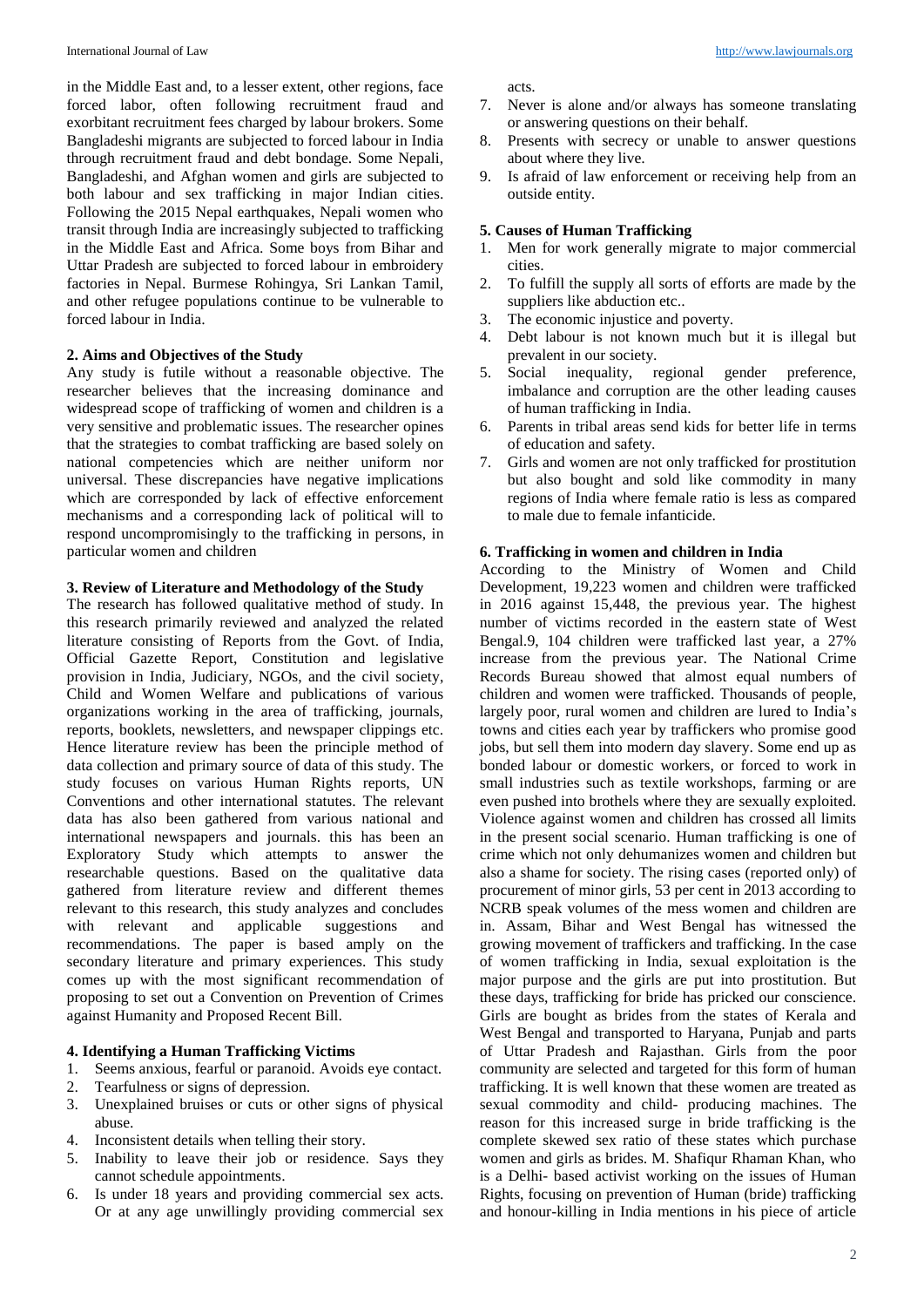in the Middle East and, to a lesser extent, other regions, face forced labor, often following recruitment fraud and exorbitant recruitment fees charged by labour brokers. Some Bangladeshi migrants are subjected to forced labour in India through recruitment fraud and debt bondage. Some Nepali, Bangladeshi, and Afghan women and girls are subjected to both labour and sex trafficking in major Indian cities. Following the 2015 Nepal earthquakes, Nepali women who transit through India are increasingly subjected to trafficking in the Middle East and Africa. Some boys from Bihar and Uttar Pradesh are subjected to forced labour in embroidery factories in Nepal. Burmese Rohingya, Sri Lankan Tamil, and other refugee populations continue to be vulnerable to forced labour in India.

## 2. Aims and Objectives of the Study

Any study is futile without a reasonable objective. The researcher believes that the increasing dominance and widespread scope of trafficking of women and children is a very sensitive and problematic issues. The researcher opines that the strategies to combat trafficking are based solely on national competencies which are neither uniform nor universal. These discrepancies have negative implications which are corresponded by lack of effective enforcement mechanisms and a corresponding lack of political will to respond uncompromisingly to the trafficking in persons, in particular women and children

## 3. Review of Literature and Methodology of the Study

The research has followed qualitative method of study. In this research primarily reviewed and analyzed the related literature consisting of Reports from the Govt. of India, Official Gazette Report, Constitution and legislative provision in India, Judiciary, NGOs, and the civil society, Child and Women Welfare and publications of various organizations working in the area of trafficking, journals, reports, booklets, newsletters, and newspaper clippings etc. Hence literature review has been the principle method of data collection and primary source of data of this study. The study focuses on various Human Rights reports, UN Conventions and other international statutes. The relevant data has also been gathered from various national and international newspapers and journals. this has been an Exploratory Study which attempts to answer the researchable questions. Based on the qualitative data gathered from literature review and different themes relevant to this research, this study analyzes and concludes with relevant and applicable suggestions and recommendations. The paper is based amply on the secondary literature and primary experiences. This study comes up with the most significant recommendation of proposing to set out a Convention on Prevention of Crimes against Humanity and Proposed Recent Bill.

## 4. Identifying a Human Trafficking Victims

1. Seems anxious, fearful or paranoid. Avoids eye contact.
2. Tearfulness or signs of depression.
3. Unexplained bruises or cuts or other signs of physical abuse.
4. Inconsistent details when telling their story.
5. Inability to leave their job or residence. Says they cannot schedule appointments.
6. Is under 18 years and providing commercial sex acts. Or at any age unwillingly providing commercial sex acts.
7. Never is alone and/or always has someone translating or answering questions on their behalf.
8. Presents with secrecy or unable to answer questions about where they live.
9. Is afraid of law enforcement or receiving help from an outside entity.

## 5. Causes of Human Trafficking

1. Men for work generally migrate to major commercial cities.
2. To fulfill the supply all sorts of efforts are made by the suppliers like abduction etc..
3. The economic injustice and poverty.
4. Debt labour is not known much but it is illegal but prevalent in our society.
5. Social inequality, regional gender preference, imbalance and corruption are the other leading causes of human trafficking in India.
6. Parents in tribal areas send kids for better life in terms of education and safety.
7. Girls and women are not only trafficked for prostitution but also bought and sold like commodity in many regions of India where female ratio is less as compared to male due to female infanticide.

## 6. Trafficking in women and children in India

According to the Ministry of Women and Child Development, 19,223 women and children were trafficked in 2016 against 15,448, the previous year. The highest number of victims recorded in the eastern state of West Bengal.9, 104 children were trafficked last year, a 27% increase from the previous year. The National Crime Records Bureau showed that almost equal numbers of children and women were trafficked. Thousands of people, largely poor, rural women and children are lured to India's towns and cities each year by traffickers who promise good jobs, but sell them into modern day slavery. Some end up as bonded labour or domestic workers, or forced to work in small industries such as textile workshops, farming or are even pushed into brothels where they are sexually exploited. Violence against women and children has crossed all limits in the present social scenario. Human trafficking is one of crime which not only dehumanizes women and children but also a shame for society. The rising cases (reported only) of procurement of minor girls, 53 per cent in 2013 according to NCRB speak volumes of the mess women and children are in. Assam, Bihar and West Bengal has witnessed the growing movement of traffickers and trafficking. In the case of women trafficking in India, sexual exploitation is the major purpose and the girls are put into prostitution. But these days, trafficking for bride has pricked our conscience. Girls are bought as brides from the states of Kerala and West Bengal and transported to Haryana, Punjab and parts of Uttar Pradesh and Rajasthan. Girls from the poor community are selected and targeted for this form of human trafficking. It is well known that these women are treated as sexual commodity and child- producing machines. The reason for this increased surge in bride trafficking is the complete skewed sex ratio of these states which purchase women and girls as brides. M. Shafiqur Rhaman Khan, who is a Delhi- based activist working on the issues of Human Rights, focusing on prevention of Human (bride) trafficking and honour-killing in India mentions in his piece of article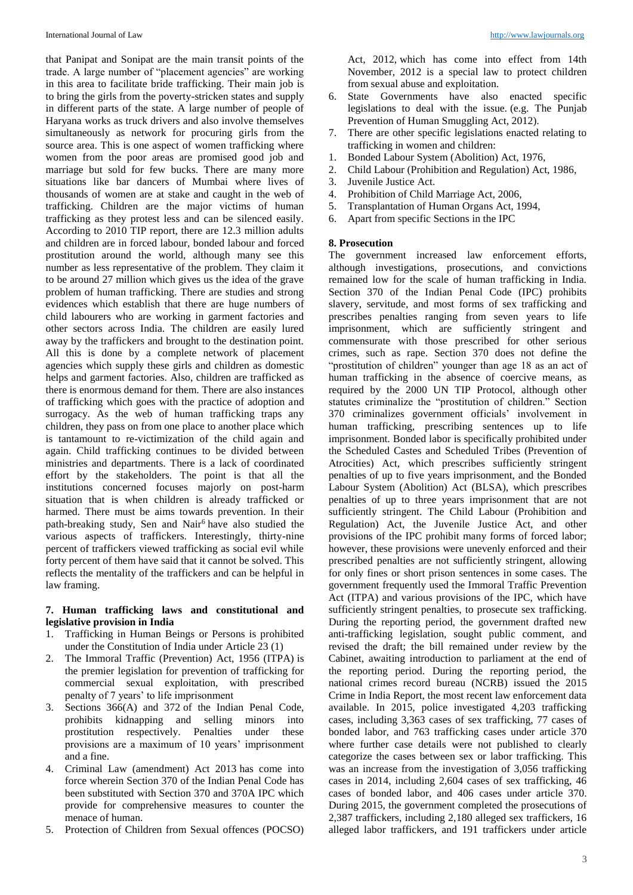that Panipat and Sonipat are the main transit points of the trade. A large number of "placement agencies" are working in this area to facilitate bride trafficking. Their main job is to bring the girls from the poverty-stricken states and supply in different parts of the state. A large number of people of Haryana works as truck drivers and also involve themselves simultaneously as network for procuring girls from the source area. This is one aspect of women trafficking where women from the poor areas are promised good job and marriage but sold for few bucks. There are many more situations like bar dancers of Mumbai where lives of thousands of women are at stake and caught in the web of trafficking. Children are the major victims of human trafficking as they protest less and can be silenced easily. According to 2010 TIP report, there are 12.3 million adults and children are in forced labour, bonded labour and forced prostitution around the world, although many see this number as less representative of the problem. They claim it to be around 27 million which gives us the idea of the grave problem of human trafficking. There are studies and strong evidences which establish that there are huge numbers of child labourers who are working in garment factories and other sectors across India. The children are easily lured away by the traffickers and brought to the destination point. All this is done by a complete network of placement agencies which supply these girls and children as domestic helps and garment factories. Also, children are trafficked as there is enormous demand for them. There are also instances of trafficking which goes with the practice of adoption and surrogacy. As the web of human trafficking traps any children, they pass on from one place to another place which is tantamount to re-victimization of the child again and again. Child trafficking continues to be divided between ministries and departments. There is a lack of coordinated effort by the stakeholders. The point is that all the institutions concerned focuses majorly on post-harm situation that is when children is already trafficked or harmed. There must be aims towards prevention. In their path-breaking study, Sen and Nair[6] have also studied the various aspects of traffickers. Interestingly, thirty-nine percent of traffickers viewed trafficking as social evil while forty percent of them have said that it cannot be solved. This reflects the mentality of the traffickers and can be helpful in law framing.

## 7. Human trafficking laws and constitutional and legislative provision in India

1. Trafficking in Human Beings or Persons is prohibited under the Constitution of India under Article 23 (1)
2. The Immoral Traffic (Prevention) Act, 1956 (ITPA) is the premier legislation for prevention of trafficking for commercial sexual exploitation, with prescribed penalty of 7 years' to life imprisonment
3. Sections 366(A) and 372 of the Indian Penal Code, prohibits kidnapping and selling minors into prostitution respectively. Penalties under these provisions are a maximum of 10 years' imprisonment and a fine.
4. Criminal Law (amendment) Act 2013 has come into force wherein Section 370 of the Indian Penal Code has been substituted with Section 370 and 370A IPC which provide for comprehensive measures to counter the menace of human.
5. Protection of Children from Sexual offences (POCSO) Act, 2012, which has come into effect from 14th November, 2012 is a special law to protect children from sexual abuse and exploitation.
6. State Governments have also enacted specific legislations to deal with the issue. (e.g. The Punjab Prevention of Human Smuggling Act, 2012).
7. There are other specific legislations enacted relating to trafficking in women and children:

1. Bonded Labour System (Abolition) Act, 1976,
2. Child Labour (Prohibition and Regulation) Act, 1986,
3. Juvenile Justice Act.
4. Prohibition of Child Marriage Act, 2006,
5. Transplantation of Human Organs Act, 1994,
6. Apart from specific Sections in the IPC

## 8. Prosecution

The government increased law enforcement efforts, although investigations, prosecutions, and convictions remained low for the scale of human trafficking in India. Section 370 of the Indian Penal Code (IPC) prohibits slavery, servitude, and most forms of sex trafficking and prescribes penalties ranging from seven years to life imprisonment, which are sufficiently stringent and commensurate with those prescribed for other serious crimes, such as rape. Section 370 does not define the "prostitution of children" younger than age 18 as an act of human trafficking in the absence of coercive means, as required by the 2000 UN TIP Protocol, although other statutes criminalize the "prostitution of children." Section 370 criminalizes government officials' involvement in human trafficking, prescribing sentences up to life imprisonment. Bonded labor is specifically prohibited under the Scheduled Castes and Scheduled Tribes (Prevention of Atrocities) Act, which prescribes sufficiently stringent penalties of up to five years imprisonment, and the Bonded Labour System (Abolition) Act (BLSA), which prescribes penalties of up to three years imprisonment that are not sufficiently stringent. The Child Labour (Prohibition and Regulation) Act, the Juvenile Justice Act, and other provisions of the IPC prohibit many forms of forced labor; however, these provisions were unevenly enforced and their prescribed penalties are not sufficiently stringent, allowing for only fines or short prison sentences in some cases. The government frequently used the Immoral Traffic Prevention Act (ITPA) and various provisions of the IPC, which have sufficiently stringent penalties, to prosecute sex trafficking. During the reporting period, the government drafted new anti-trafficking legislation, sought public comment, and revised the draft; the bill remained under review by the Cabinet, awaiting introduction to parliament at the end of the reporting period. During the reporting period, the national crimes record bureau (NCRB) issued the 2015 Crime in India Report, the most recent law enforcement data available. In 2015, police investigated 4,203 trafficking cases, including 3,363 cases of sex trafficking, 77 cases of bonded labor, and 763 trafficking cases under article 370 where further case details were not published to clearly categorize the cases between sex or labor trafficking. This was an increase from the investigation of 3,056 trafficking cases in 2014, including 2,604 cases of sex trafficking, 46 cases of bonded labor, and 406 cases under article 370. During 2015, the government completed the prosecutions of 2,387 traffickers, including 2,180 alleged sex traffickers, 16 alleged labor traffickers, and 191 traffickers under article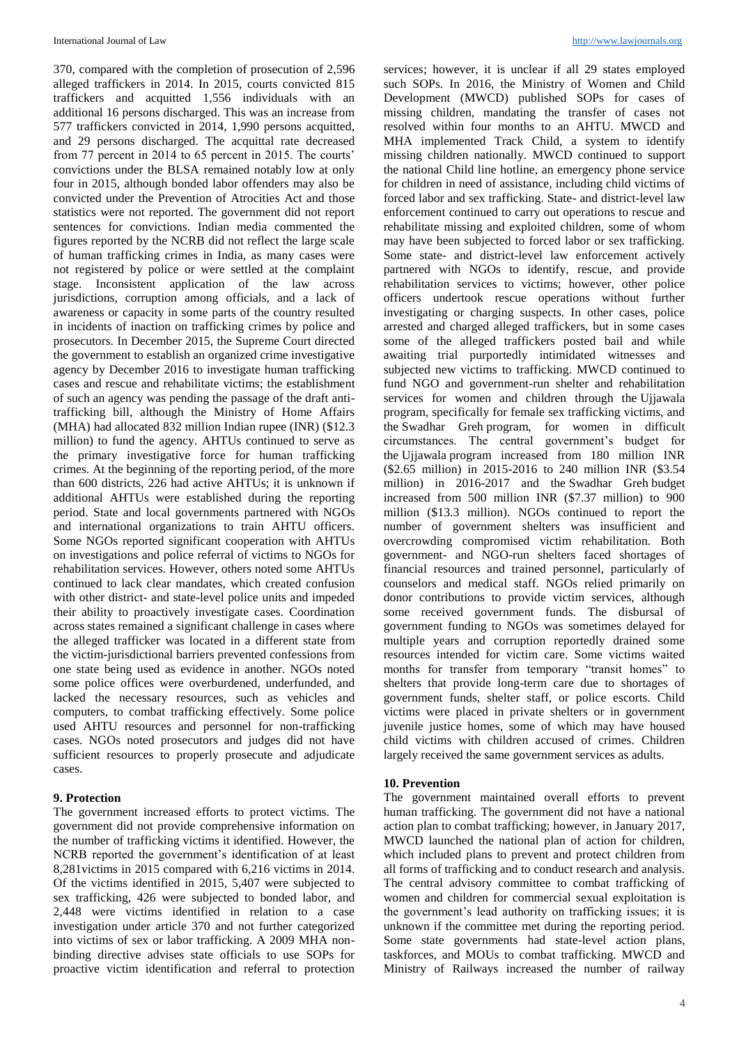370, compared with the completion of prosecution of 2,596 alleged traffickers in 2014. In 2015, courts convicted 815 traffickers and acquitted 1,556 individuals with an additional 16 persons discharged. This was an increase from 577 traffickers convicted in 2014, 1,990 persons acquitted, and 29 persons discharged. The acquittal rate decreased from 77 percent in 2014 to 65 percent in 2015. The courts' convictions under the BLSA remained notably low at only four in 2015, although bonded labor offenders may also be convicted under the Prevention of Atrocities Act and those statistics were not reported. The government did not report sentences for convictions. Indian media commented the figures reported by the NCRB did not reflect the large scale of human trafficking crimes in India, as many cases were not registered by police or were settled at the complaint stage. Inconsistent application of the law across jurisdictions, corruption among officials, and a lack of awareness or capacity in some parts of the country resulted in incidents of inaction on trafficking crimes by police and prosecutors. In December 2015, the Supreme Court directed the government to establish an organized crime investigative agency by December 2016 to investigate human trafficking cases and rescue and rehabilitate victims; the establishment of such an agency was pending the passage of the draft anti-trafficking bill, although the Ministry of Home Affairs (MHA) had allocated 832 million Indian rupee (INR) ($12.3 million) to fund the agency. AHTUs continued to serve as the primary investigative force for human trafficking crimes. At the beginning of the reporting period, of the more than 600 districts, 226 had active AHTUs; it is unknown if additional AHTUs were established during the reporting period. State and local governments partnered with NGOs and international organizations to train AHTU officers. Some NGOs reported significant cooperation with AHTUs on investigations and police referral of victims to NGOs for rehabilitation services. However, others noted some AHTUs continued to lack clear mandates, which created confusion with other district- and state-level police units and impeded their ability to proactively investigate cases. Coordination across states remained a significant challenge in cases where the alleged trafficker was located in a different state from the victim-jurisdictional barriers prevented confessions from one state being used as evidence in another. NGOs noted some police offices were overburdened, underfunded, and lacked the necessary resources, such as vehicles and computers, to combat trafficking effectively. Some police used AHTU resources and personnel for non-trafficking cases. NGOs noted prosecutors and judges did not have sufficient resources to properly prosecute and adjudicate cases.

## 9. Protection

The government increased efforts to protect victims. The government did not provide comprehensive information on the number of trafficking victims it identified. However, the NCRB reported the government's identification of at least 8,281victims in 2015 compared with 6,216 victims in 2014. Of the victims identified in 2015, 5,407 were subjected to sex trafficking, 426 were subjected to bonded labor, and 2,448 were victims identified in relation to a case investigation under article 370 and not further categorized into victims of sex or labor trafficking. A 2009 MHA non-binding directive advises state officials to use SOPs for proactive victim identification and referral to protection services; however, it is unclear if all 29 states employed such SOPs. In 2016, the Ministry of Women and Child Development (MWCD) published SOPs for cases of missing children, mandating the transfer of cases not resolved within four months to an AHTU. MWCD and MHA implemented Track Child, a system to identify missing children nationally. MWCD continued to support the national Child line hotline, an emergency phone service for children in need of assistance, including child victims of forced labor and sex trafficking. State- and district-level law enforcement continued to carry out operations to rescue and rehabilitate missing and exploited children, some of whom may have been subjected to forced labor or sex trafficking. Some state- and district-level law enforcement actively partnered with NGOs to identify, rescue, and provide rehabilitation services to victims; however, other police officers undertook rescue operations without further investigating or charging suspects. In other cases, police arrested and charged alleged traffickers, but in some cases some of the alleged traffickers posted bail and while awaiting trial purportedly intimidated witnesses and subjected new victims to trafficking. MWCD continued to fund NGO and government-run shelter and rehabilitation services for women and children through the Ujjawala program, specifically for female sex trafficking victims, and the Swadhar Greh program, for women in difficult circumstances. The central government's budget for the Ujjawala program increased from 180 million INR ($2.65 million) in 2015-2016 to 240 million INR ($3.54 million) in 2016-2017 and the Swadhar Greh budget increased from 500 million INR ($7.37 million) to 900 million ($13.3 million). NGOs continued to report the number of government shelters was insufficient and overcrowding compromised victim rehabilitation. Both government- and NGO-run shelters faced shortages of financial resources and trained personnel, particularly of counselors and medical staff. NGOs relied primarily on donor contributions to provide victim services, although some received government funds. The disbursal of government funding to NGOs was sometimes delayed for multiple years and corruption reportedly drained some resources intended for victim care. Some victims waited months for transfer from temporary "transit homes" to shelters that provide long-term care due to shortages of government funds, shelter staff, or police escorts. Child victims were placed in private shelters or in government juvenile justice homes, some of which may have housed child victims with children accused of crimes. Children largely received the same government services as adults.

## 10. Prevention

The government maintained overall efforts to prevent human trafficking. The government did not have a national action plan to combat trafficking; however, in January 2017, MWCD launched the national plan of action for children, which included plans to prevent and protect children from all forms of trafficking and to conduct research and analysis. The central advisory committee to combat trafficking of women and children for commercial sexual exploitation is the government's lead authority on trafficking issues; it is unknown if the committee met during the reporting period. Some state governments had state-level action plans, taskforces, and MOUs to combat trafficking. MWCD and Ministry of Railways increased the number of railway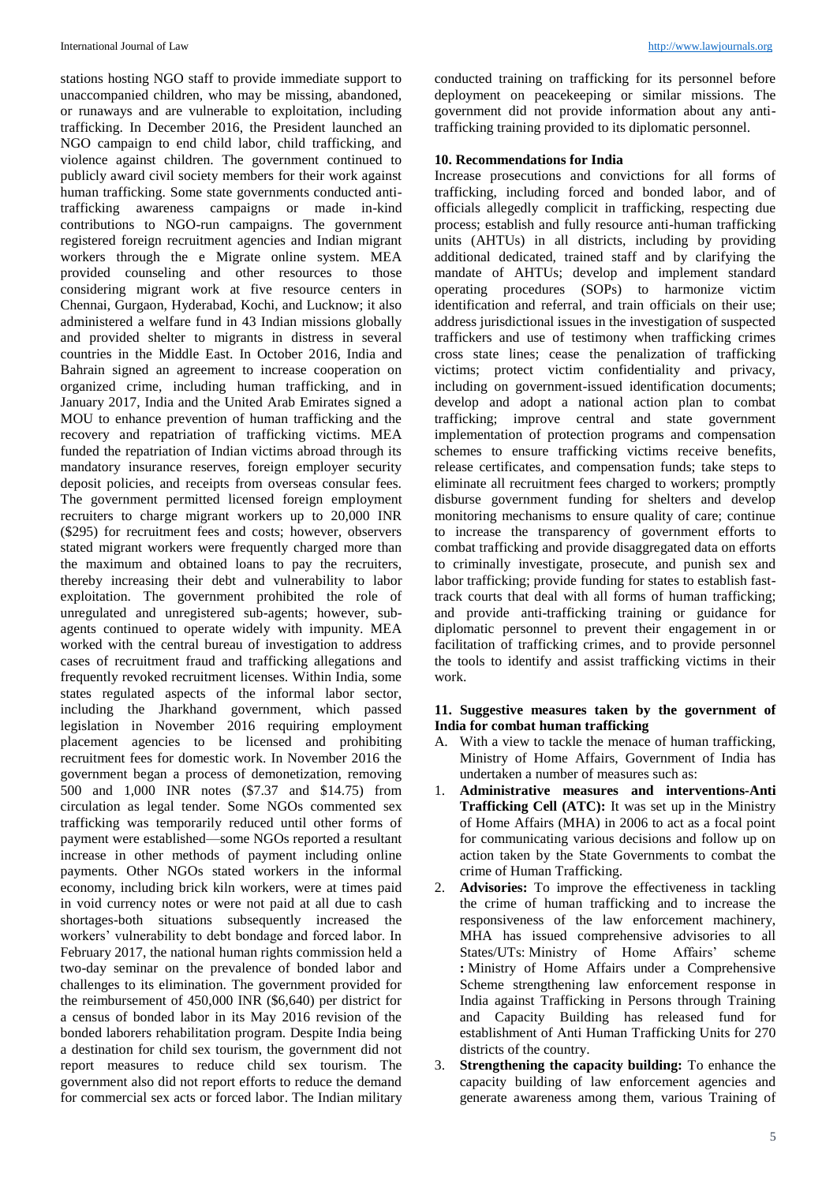stations hosting NGO staff to provide immediate support to unaccompanied children, who may be missing, abandoned, or runaways and are vulnerable to exploitation, including trafficking. In December 2016, the President launched an NGO campaign to end child labor, child trafficking, and violence against children. The government continued to publicly award civil society members for their work against human trafficking. Some state governments conducted anti-trafficking awareness campaigns or made in-kind contributions to NGO-run campaigns. The government registered foreign recruitment agencies and Indian migrant workers through the e Migrate online system. MEA provided counseling and other resources to those considering migrant work at five resource centers in Chennai, Gurgaon, Hyderabad, Kochi, and Lucknow; it also administered a welfare fund in 43 Indian missions globally and provided shelter to migrants in distress in several countries in the Middle East. In October 2016, India and Bahrain signed an agreement to increase cooperation on organized crime, including human trafficking, and in January 2017, India and the United Arab Emirates signed a MOU to enhance prevention of human trafficking and the recovery and repatriation of trafficking victims. MEA funded the repatriation of Indian victims abroad through its mandatory insurance reserves, foreign employer security deposit policies, and receipts from overseas consular fees. The government permitted licensed foreign employment recruiters to charge migrant workers up to 20,000 INR ($295) for recruitment fees and costs; however, observers stated migrant workers were frequently charged more than the maximum and obtained loans to pay the recruiters, thereby increasing their debt and vulnerability to labor exploitation. The government prohibited the role of unregulated and unregistered sub-agents; however, sub-agents continued to operate widely with impunity. MEA worked with the central bureau of investigation to address cases of recruitment fraud and trafficking allegations and frequently revoked recruitment licenses. Within India, some states regulated aspects of the informal labor sector, including the Jharkhand government, which passed legislation in November 2016 requiring employment placement agencies to be licensed and prohibiting recruitment fees for domestic work. In November 2016 the government began a process of demonetization, removing 500 and 1,000 INR notes ($7.37 and $14.75) from circulation as legal tender. Some NGOs commented sex trafficking was temporarily reduced until other forms of payment were established—some NGOs reported a resultant increase in other methods of payment including online payments. Other NGOs stated workers in the informal economy, including brick kiln workers, were at times paid in void currency notes or were not paid at all due to cash shortages-both situations subsequently increased the workers' vulnerability to debt bondage and forced labor. In February 2017, the national human rights commission held a two-day seminar on the prevalence of bonded labor and challenges to its elimination. The government provided for the reimbursement of 450,000 INR ($6,640) per district for a census of bonded labor in its May 2016 revision of the bonded laborers rehabilitation program. Despite India being a destination for child sex tourism, the government did not report measures to reduce child sex tourism. The government also did not report efforts to reduce the demand for commercial sex acts or forced labor. The Indian military conducted training on trafficking for its personnel before deployment on peacekeeping or similar missions. The government did not provide information about any anti-trafficking training provided to its diplomatic personnel.

## 10. Recommendations for India

Increase prosecutions and convictions for all forms of trafficking, including forced and bonded labor, and of officials allegedly complicit in trafficking, respecting due process; establish and fully resource anti-human trafficking units (AHTUs) in all districts, including by providing additional dedicated, trained staff and by clarifying the mandate of AHTUs; develop and implement standard operating procedures (SOPs) to harmonize victim identification and referral, and train officials on their use; address jurisdictional issues in the investigation of suspected traffickers and use of testimony when trafficking crimes cross state lines; cease the penalization of trafficking victims; protect victim confidentiality and privacy, including on government-issued identification documents; develop and adopt a national action plan to combat trafficking; improve central and state government implementation of protection programs and compensation schemes to ensure trafficking victims receive benefits, release certificates, and compensation funds; take steps to eliminate all recruitment fees charged to workers; promptly disburse government funding for shelters and develop monitoring mechanisms to ensure quality of care; continue to increase the transparency of government efforts to combat trafficking and provide disaggregated data on efforts to criminally investigate, prosecute, and punish sex and labor trafficking; provide funding for states to establish fast-track courts that deal with all forms of human trafficking; and provide anti-trafficking training or guidance for diplomatic personnel to prevent their engagement in or facilitation of trafficking crimes, and to provide personnel the tools to identify and assist trafficking victims in their work.

## 11. Suggestive measures taken by the government of India for combat human trafficking

A. With a view to tackle the menace of human trafficking, Ministry of Home Affairs, Government of India has undertaken a number of measures such as:

1. **Administrative measures and interventions-Anti Trafficking Cell (ATC):** It was set up in the Ministry of Home Affairs (MHA) in 2006 to act as a focal point for communicating various decisions and follow up on action taken by the State Governments to combat the crime of Human Trafficking.
2. **Advisories:** To improve the effectiveness in tackling the crime of human trafficking and to increase the responsiveness of the law enforcement machinery, MHA has issued comprehensive advisories to all States/UTs: Ministry of Home Affairs' scheme **:** Ministry of Home Affairs under a Comprehensive Scheme strengthening law enforcement response in India against Trafficking in Persons through Training and Capacity Building has released fund for establishment of Anti Human Trafficking Units for 270 districts of the country.
3. **Strengthening the capacity building:** To enhance the capacity building of law enforcement agencies and generate awareness among them, various Training of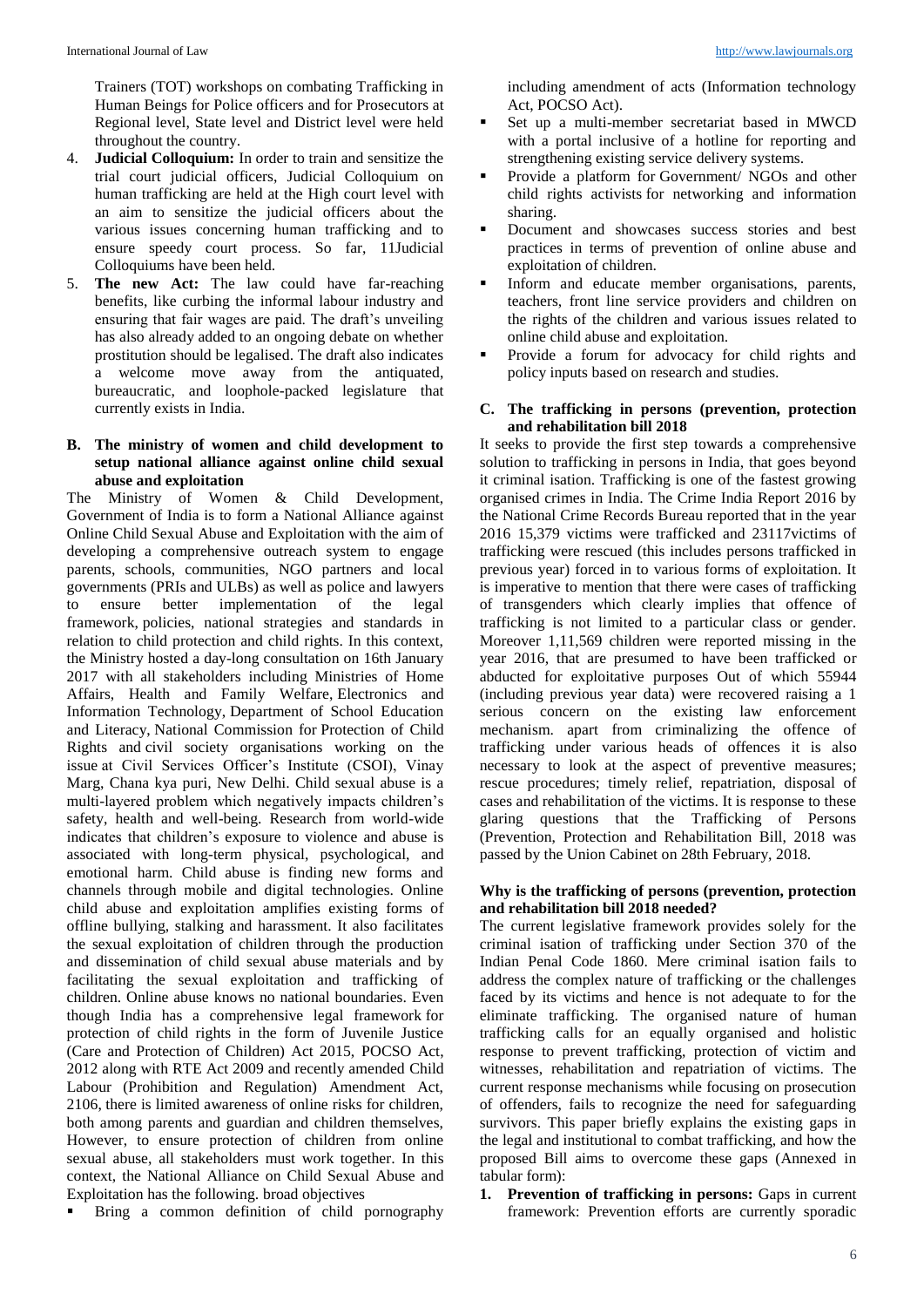Trainers (TOT) workshops on combating Trafficking in Human Beings for Police officers and for Prosecutors at Regional level, State level and District level were held throughout the country.

4. **Judicial Colloquium:** In order to train and sensitize the trial court judicial officers, Judicial Colloquium on human trafficking are held at the High court level with an aim to sensitize the judicial officers about the various issues concerning human trafficking and to ensure speedy court process. So far, 11Judicial Colloquiums have been held.
5. **The new Act:** The law could have far-reaching benefits, like curbing the informal labour industry and ensuring that fair wages are paid. The draft's unveiling has also already added to an ongoing debate on whether prostitution should be legalised. The draft also indicates a welcome move away from the antiquated, bureaucratic, and loophole-packed legislature that currently exists in India.

### B. The ministry of women and child development to setup national alliance against online child sexual abuse and exploitation

The Ministry of Women & Child Development, Government of India is to form a National Alliance against Online Child Sexual Abuse and Exploitation with the aim of developing a comprehensive outreach system to engage parents, schools, communities, NGO partners and local governments (PRIs and ULBs) as well as police and lawyers to ensure better implementation of the legal framework, policies, national strategies and standards in relation to child protection and child rights. In this context, the Ministry hosted a day-long consultation on 16th January 2017 with all stakeholders including Ministries of Home Affairs, Health and Family Welfare, Electronics and Information Technology, Department of School Education and Literacy, National Commission for Protection of Child Rights and civil society organisations working on the issue at Civil Services Officer's Institute (CSOI), Vinay Marg, Chana kya puri, New Delhi. Child sexual abuse is a multi-layered problem which negatively impacts children's safety, health and well-being. Research from world-wide indicates that children's exposure to violence and abuse is associated with long-term physical, psychological, and emotional harm. Child abuse is finding new forms and channels through mobile and digital technologies. Online child abuse and exploitation amplifies existing forms of offline bullying, stalking and harassment. It also facilitates the sexual exploitation of children through the production and dissemination of child sexual abuse materials and by facilitating the sexual exploitation and trafficking of children. Online abuse knows no national boundaries. Even though India has a comprehensive legal framework for protection of child rights in the form of Juvenile Justice (Care and Protection of Children) Act 2015, POCSO Act, 2012 along with RTE Act 2009 and recently amended Child Labour (Prohibition and Regulation) Amendment Act, 2106, there is limited awareness of online risks for children, both among parents and guardian and children themselves, However, to ensure protection of children from online sexual abuse, all stakeholders must work together. In this context, the National Alliance on Child Sexual Abuse and Exploitation has the following. broad objectives

- Bring a common definition of child pornography including amendment of acts (Information technology Act, POCSO Act).
- Set up a multi-member secretariat based in MWCD with a portal inclusive of a hotline for reporting and strengthening existing service delivery systems.
- Provide a platform for Government/ NGOs and other child rights activists for networking and information sharing.
- Document and showcases success stories and best practices in terms of prevention of online abuse and exploitation of children.
- Inform and educate member organisations, parents, teachers, front line service providers and children on the rights of the children and various issues related to online child abuse and exploitation.
- Provide a forum for advocacy for child rights and policy inputs based on research and studies.

### C. The trafficking in persons (prevention, protection and rehabilitation bill 2018

It seeks to provide the first step towards a comprehensive solution to trafficking in persons in India, that goes beyond it criminal isation. Trafficking is one of the fastest growing organised crimes in India. The Crime India Report 2016 by the National Crime Records Bureau reported that in the year 2016 15,379 victims were trafficked and 23117victims of trafficking were rescued (this includes persons trafficked in previous year) forced in to various forms of exploitation. It is imperative to mention that there were cases of trafficking of transgenders which clearly implies that offence of trafficking is not limited to a particular class or gender. Moreover 1,11,569 children were reported missing in the year 2016, that are presumed to have been trafficked or abducted for exploitative purposes Out of which 55944 (including previous year data) were recovered raising a 1 serious concern on the existing law enforcement mechanism. apart from criminalizing the offence of trafficking under various heads of offences it is also necessary to look at the aspect of preventive measures; rescue procedures; timely relief, repatriation, disposal of cases and rehabilitation of the victims. It is response to these glaring questions that the Trafficking of Persons (Prevention, Protection and Rehabilitation Bill, 2018 was passed by the Union Cabinet on 28th February, 2018.

### Why is the trafficking of persons (prevention, protection and rehabilitation bill 2018 needed?

The current legislative framework provides solely for the criminal isation of trafficking under Section 370 of the Indian Penal Code 1860. Mere criminal isation fails to address the complex nature of trafficking or the challenges faced by its victims and hence is not adequate to for the eliminate trafficking. The organised nature of human trafficking calls for an equally organised and holistic response to prevent trafficking, protection of victim and witnesses, rehabilitation and repatriation of victims. The current response mechanisms while focusing on prosecution of offenders, fails to recognize the need for safeguarding survivors. This paper briefly explains the existing gaps in the legal and institutional to combat trafficking, and how the proposed Bill aims to overcome these gaps (Annexed in tabular form):

1. **Prevention of trafficking in persons:** Gaps in current framework: Prevention efforts are currently sporadic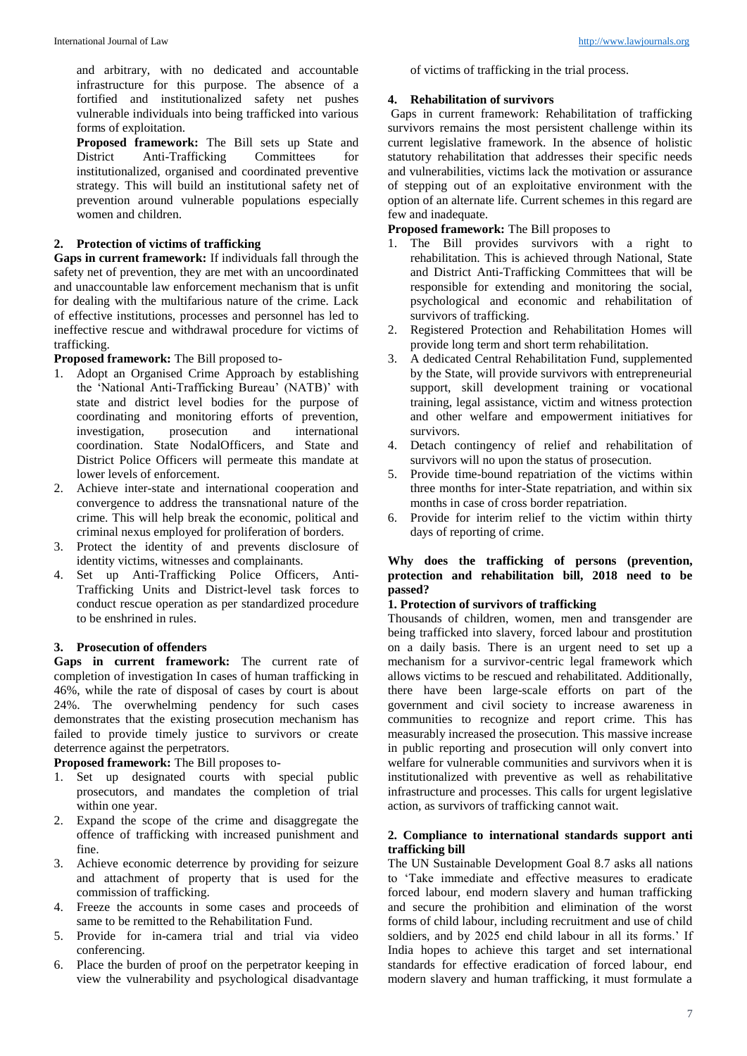and arbitrary, with no dedicated and accountable infrastructure for this purpose. The absence of a fortified and institutionalized safety net pushes vulnerable individuals into being trafficked into various forms of exploitation.

**Proposed framework:** The Bill sets up State and District Anti-Trafficking Committees for institutionalized, organised and coordinated preventive strategy. This will build an institutional safety net of prevention around vulnerable populations especially women and children.

### 2. Protection of victims of trafficking

**Gaps in current framework:** If individuals fall through the safety net of prevention, they are met with an uncoordinated and unaccountable law enforcement mechanism that is unfit for dealing with the multifarious nature of the crime. Lack of effective institutions, processes and personnel has led to ineffective rescue and withdrawal procedure for victims of trafficking.

**Proposed framework:** The Bill proposed to-

1. Adopt an Organised Crime Approach by establishing the 'National Anti-Trafficking Bureau' (NATB)' with state and district level bodies for the purpose of coordinating and monitoring efforts of prevention, investigation, prosecution and international coordination. State NodalOfficers, and State and District Police Officers will permeate this mandate at lower levels of enforcement.
2. Achieve inter-state and international cooperation and convergence to address the transnational nature of the crime. This will help break the economic, political and criminal nexus employed for proliferation of borders.
3. Protect the identity of and prevents disclosure of identity victims, witnesses and complainants.
4. Set up Anti-Trafficking Police Officers, Anti-Trafficking Units and District-level task forces to conduct rescue operation as per standardized procedure to be enshrined in rules.

### 3. Prosecution of offenders

**Gaps in current framework:** The current rate of completion of investigation In cases of human trafficking in 46%, while the rate of disposal of cases by court is about 24%. The overwhelming pendency for such cases demonstrates that the existing prosecution mechanism has failed to provide timely justice to survivors or create deterrence against the perpetrators.

**Proposed framework:** The Bill proposes to-

1. Set up designated courts with special public prosecutors, and mandates the completion of trial within one year.
2. Expand the scope of the crime and disaggregate the offence of trafficking with increased punishment and fine.
3. Achieve economic deterrence by providing for seizure and attachment of property that is used for the commission of trafficking.
4. Freeze the accounts in some cases and proceeds of same to be remitted to the Rehabilitation Fund.
5. Provide for in-camera trial and trial via video conferencing.
6. Place the burden of proof on the perpetrator keeping in view the vulnerability and psychological disadvantage of victims of trafficking in the trial process.

### 4. Rehabilitation of survivors

Gaps in current framework: Rehabilitation of trafficking survivors remains the most persistent challenge within its current legislative framework. In the absence of holistic statutory rehabilitation that addresses their specific needs and vulnerabilities, victims lack the motivation or assurance of stepping out of an exploitative environment with the option of an alternate life. Current schemes in this regard are few and inadequate.

**Proposed framework:** The Bill proposes to

1. The Bill provides survivors with a right to rehabilitation. This is achieved through National, State and District Anti-Trafficking Committees that will be responsible for extending and monitoring the social, psychological and economic and rehabilitation of survivors of trafficking.
2. Registered Protection and Rehabilitation Homes will provide long term and short term rehabilitation.
3. A dedicated Central Rehabilitation Fund, supplemented by the State, will provide survivors with entrepreneurial support, skill development training or vocational training, legal assistance, victim and witness protection and other welfare and empowerment initiatives for survivors.
4. Detach contingency of relief and rehabilitation of survivors will no upon the status of prosecution.
5. Provide time-bound repatriation of the victims within three months for inter-State repatriation, and within six months in case of cross border repatriation.
6. Provide for interim relief to the victim within thirty days of reporting of crime.

### Why does the trafficking of persons (prevention, protection and rehabilitation bill, 2018 need to be passed?

#### 1. Protection of survivors of trafficking

Thousands of children, women, men and transgender are being trafficked into slavery, forced labour and prostitution on a daily basis. There is an urgent need to set up a mechanism for a survivor-centric legal framework which allows victims to be rescued and rehabilitated. Additionally, there have been large-scale efforts on part of the government and civil society to increase awareness in communities to recognize and report crime. This has measurably increased the prosecution. This massive increase in public reporting and prosecution will only convert into welfare for vulnerable communities and survivors when it is institutionalized with preventive as well as rehabilitative infrastructure and processes. This calls for urgent legislative action, as survivors of trafficking cannot wait.

#### 2. Compliance to international standards support anti trafficking bill

The UN Sustainable Development Goal 8.7 asks all nations to 'Take immediate and effective measures to eradicate forced labour, end modern slavery and human trafficking and secure the prohibition and elimination of the worst forms of child labour, including recruitment and use of child soldiers, and by 2025 end child labour in all its forms.' If India hopes to achieve this target and set international standards for effective eradication of forced labour, end modern slavery and human trafficking, it must formulate a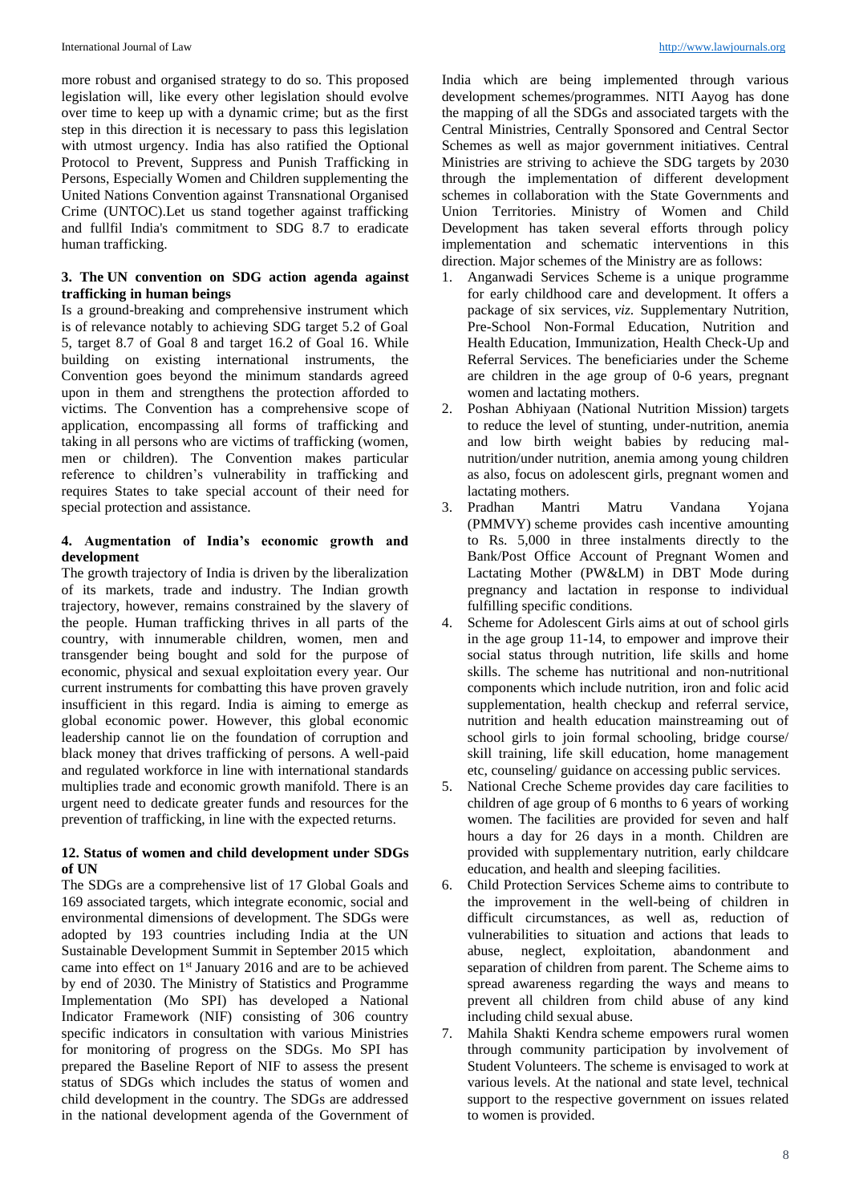more robust and organised strategy to do so. This proposed legislation will, like every other legislation should evolve over time to keep up with a dynamic crime; but as the first step in this direction it is necessary to pass this legislation with utmost urgency. India has also ratified the Optional Protocol to Prevent, Suppress and Punish Trafficking in Persons, Especially Women and Children supplementing the United Nations Convention against Transnational Organised Crime (UNTOC).Let us stand together against trafficking and fullfil India's commitment to SDG 8.7 to eradicate human trafficking.

### 3. The UN convention on SDG action agenda against trafficking in human beings

Is a ground-breaking and comprehensive instrument which is of relevance notably to achieving SDG target 5.2 of Goal 5, target 8.7 of Goal 8 and target 16.2 of Goal 16. While building on existing international instruments, the Convention goes beyond the minimum standards agreed upon in them and strengthens the protection afforded to victims. The Convention has a comprehensive scope of application, encompassing all forms of trafficking and taking in all persons who are victims of trafficking (women, men or children). The Convention makes particular reference to children's vulnerability in trafficking and requires States to take special account of their need for special protection and assistance.

### 4. Augmentation of India's economic growth and development

The growth trajectory of India is driven by the liberalization of its markets, trade and industry. The Indian growth trajectory, however, remains constrained by the slavery of the people. Human trafficking thrives in all parts of the country, with innumerable children, women, men and transgender being bought and sold for the purpose of economic, physical and sexual exploitation every year. Our current instruments for combatting this have proven gravely insufficient in this regard. India is aiming to emerge as global economic power. However, this global economic leadership cannot lie on the foundation of corruption and black money that drives trafficking of persons. A well-paid and regulated workforce in line with international standards multiplies trade and economic growth manifold. There is an urgent need to dedicate greater funds and resources for the prevention of trafficking, in line with the expected returns.

### 12. Status of women and child development under SDGs of UN

The SDGs are a comprehensive list of 17 Global Goals and 169 associated targets, which integrate economic, social and environmental dimensions of development. The SDGs were adopted by 193 countries including India at the UN Sustainable Development Summit in September 2015 which came into effect on 1st January 2016 and are to be achieved by end of 2030. The Ministry of Statistics and Programme Implementation (Mo SPI) has developed a National Indicator Framework (NIF) consisting of 306 country specific indicators in consultation with various Ministries for monitoring of progress on the SDGs. Mo SPI has prepared the Baseline Report of NIF to assess the present status of SDGs which includes the status of women and child development in the country. The SDGs are addressed in the national development agenda of the Government of India which are being implemented through various development schemes/programmes. NITI Aayog has done the mapping of all the SDGs and associated targets with the Central Ministries, Centrally Sponsored and Central Sector Schemes as well as major government initiatives. Central Ministries are striving to achieve the SDG targets by 2030 through the implementation of different development schemes in collaboration with the State Governments and Union Territories. Ministry of Women and Child Development has taken several efforts through policy implementation and schematic interventions in this direction. Major schemes of the Ministry are as follows:

1. Anganwadi Services Scheme is a unique programme for early childhood care and development. It offers a package of six services, *viz.* Supplementary Nutrition, Pre-School Non-Formal Education, Nutrition and Health Education, Immunization, Health Check-Up and Referral Services. The beneficiaries under the Scheme are children in the age group of 0-6 years, pregnant women and lactating mothers.
2. Poshan Abhiyaan (National Nutrition Mission) targets to reduce the level of stunting, under-nutrition, anemia and low birth weight babies by reducing mal-nutrition/under nutrition, anemia among young children as also, focus on adolescent girls, pregnant women and lactating mothers.
3. Pradhan Mantri Matru Vandana Yojana (PMMVY) scheme provides cash incentive amounting to Rs. 5,000 in three instalments directly to the Bank/Post Office Account of Pregnant Women and Lactating Mother (PW&LM) in DBT Mode during pregnancy and lactation in response to individual fulfilling specific conditions.
4. Scheme for Adolescent Girls aims at out of school girls in the age group 11-14, to empower and improve their social status through nutrition, life skills and home skills. The scheme has nutritional and non-nutritional components which include nutrition, iron and folic acid supplementation, health checkup and referral service, nutrition and health education mainstreaming out of school girls to join formal schooling, bridge course/ skill training, life skill education, home management etc, counseling/ guidance on accessing public services.
5. National Creche Scheme provides day care facilities to children of age group of 6 months to 6 years of working women. The facilities are provided for seven and half hours a day for 26 days in a month. Children are provided with supplementary nutrition, early childcare education, and health and sleeping facilities.
6. Child Protection Services Scheme aims to contribute to the improvement in the well-being of children in difficult circumstances, as well as, reduction of vulnerabilities to situation and actions that leads to abuse, neglect, exploitation, abandonment and separation of children from parent. The Scheme aims to spread awareness regarding the ways and means to prevent all children from child abuse of any kind including child sexual abuse.
7. Mahila Shakti Kendra scheme empowers rural women through community participation by involvement of Student Volunteers. The scheme is envisaged to work at various levels. At the national and state level, technical support to the respective government on issues related to women is provided.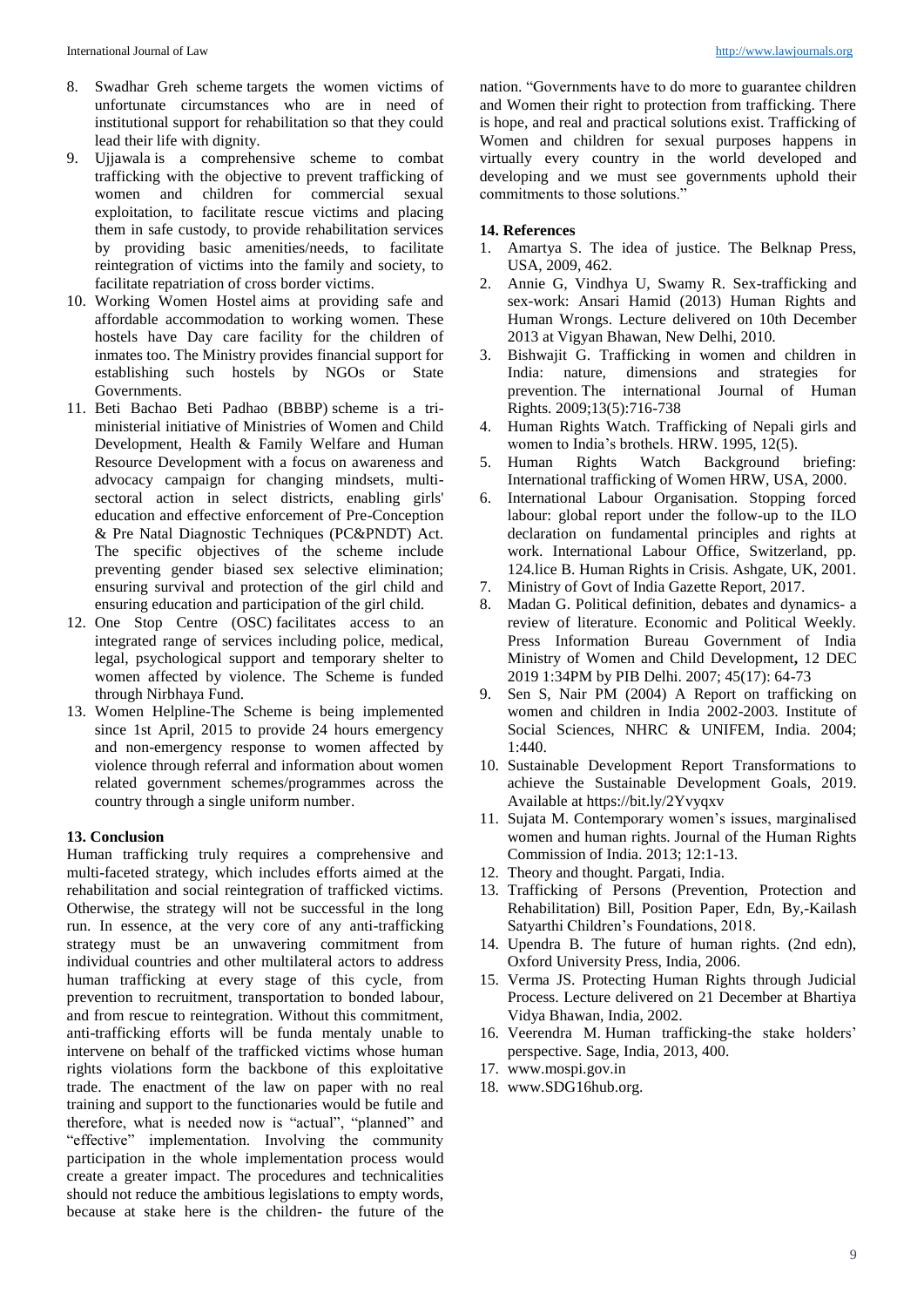8. Swadhar Greh scheme targets the women victims of unfortunate circumstances who are in need of institutional support for rehabilitation so that they could lead their life with dignity.
9. Ujjawala is a comprehensive scheme to combat trafficking with the objective to prevent trafficking of women and children for commercial sexual exploitation, to facilitate rescue victims and placing them in safe custody, to provide rehabilitation services by providing basic amenities/needs, to facilitate reintegration of victims into the family and society, to facilitate repatriation of cross border victims.
10. Working Women Hostel aims at providing safe and affordable accommodation to working women. These hostels have Day care facility for the children of inmates too. The Ministry provides financial support for establishing such hostels by NGOs or State Governments.
11. Beti Bachao Beti Padhao (BBBP) scheme is a tri-ministerial initiative of Ministries of Women and Child Development, Health & Family Welfare and Human Resource Development with a focus on awareness and advocacy campaign for changing mindsets, multi-sectoral action in select districts, enabling girls' education and effective enforcement of Pre-Conception & Pre Natal Diagnostic Techniques (PC&PNDT) Act. The specific objectives of the scheme include preventing gender biased sex selective elimination; ensuring survival and protection of the girl child and ensuring education and participation of the girl child.
12. One Stop Centre (OSC) facilitates access to an integrated range of services including police, medical, legal, psychological support and temporary shelter to women affected by violence. The Scheme is funded through Nirbhaya Fund.
13. Women Helpline-The Scheme is being implemented since 1st April, 2015 to provide 24 hours emergency and non-emergency response to women affected by violence through referral and information about women related government schemes/programmes across the country through a single uniform number.

## 13. Conclusion

Human trafficking truly requires a comprehensive and multi-faceted strategy, which includes efforts aimed at the rehabilitation and social reintegration of trafficked victims. Otherwise, the strategy will not be successful in the long run. In essence, at the very core of any anti-trafficking strategy must be an unwavering commitment from individual countries and other multilateral actors to address human trafficking at every stage of this cycle, from prevention to recruitment, transportation to bonded labour, and from rescue to reintegration. Without this commitment, anti-trafficking efforts will be funda mentaly unable to intervene on behalf of the trafficked victims whose human rights violations form the backbone of this exploitative trade. The enactment of the law on paper with no real training and support to the functionaries would be futile and therefore, what is needed now is "actual", "planned" and "effective" implementation. Involving the community participation in the whole implementation process would create a greater impact. The procedures and technicalities should not reduce the ambitious legislations to empty words, because at stake here is the children- the future of the nation. "Governments have to do more to guarantee children and Women their right to protection from trafficking. There is hope, and real and practical solutions exist. Trafficking of Women and children for sexual purposes happens in virtually every country in the world developed and developing and we must see governments uphold their commitments to those solutions."

## 14. References

1. Amartya S. The idea of justice. The Belknap Press, USA, 2009, 462.
2. Annie G, Vindhya U, Swamy R. Sex-trafficking and sex-work: Ansari Hamid (2013) Human Rights and Human Wrongs. Lecture delivered on 10th December 2013 at Vigyan Bhawan, New Delhi, 2010.
3. Bishwajit G. Trafficking in women and children in India: nature, dimensions and strategies for prevention. The international Journal of Human Rights. 2009;13(5):716-738
4. Human Rights Watch. Trafficking of Nepali girls and women to India's brothels. HRW. 1995, 12(5).
5. Human Rights Watch Background briefing: International trafficking of Women HRW, USA, 2000.
6. International Labour Organisation. Stopping forced labour: global report under the follow-up to the ILO declaration on fundamental principles and rights at work. International Labour Office, Switzerland, pp. 124.lice B. Human Rights in Crisis. Ashgate, UK, 2001.
7. Ministry of Govt of India Gazette Report, 2017.
8. Madan G. Political definition, debates and dynamics- a review of literature. Economic and Political Weekly. Press Information Bureau Government of India Ministry of Women and Child Development**,** 12 DEC 2019 1:34PM by PIB Delhi. 2007; 45(17): 64-73
9. Sen S, Nair PM (2004) A Report on trafficking on women and children in India 2002-2003. Institute of Social Sciences, NHRC & UNIFEM, India. 2004; 1:440.
10. Sustainable Development Report Transformations to achieve the Sustainable Development Goals, 2019. Available at https://bit.ly/2Yvyqxv
11. Sujata M. Contemporary women's issues, marginalised women and human rights. Journal of the Human Rights Commission of India. 2013; 12:1-13.
12. Theory and thought. Pargati, India.
13. Trafficking of Persons (Prevention, Protection and Rehabilitation) Bill, Position Paper, Edn, By,-Kailash Satyarthi Children's Foundations, 2018.
14. Upendra B. The future of human rights. (2nd edn), Oxford University Press, India, 2006.
15. Verma JS. Protecting Human Rights through Judicial Process. Lecture delivered on 21 December at Bhartiya Vidya Bhawan, India, 2002.
16. Veerendra M. Human trafficking-the stake holders' perspective. Sage, India, 2013, 400.
17. www.mospi.gov.in
18. www.SDG16hub.org.